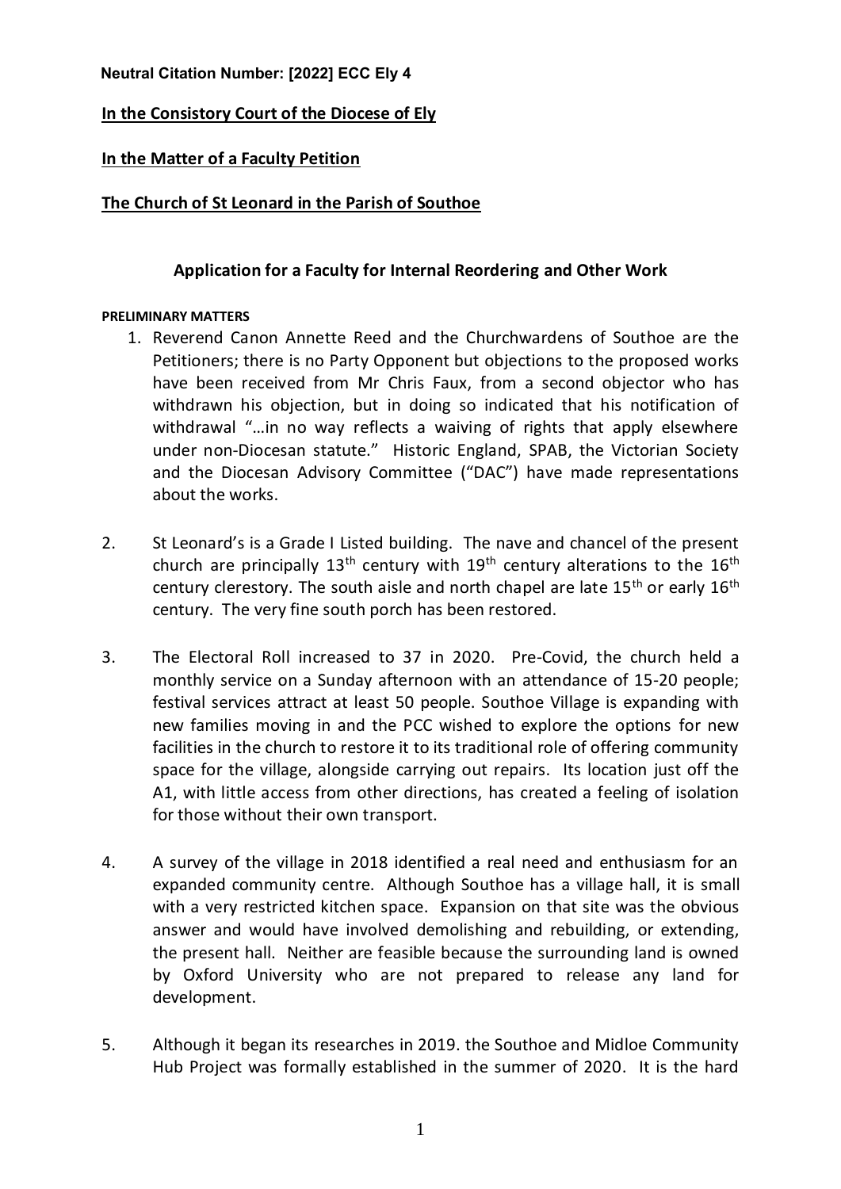**Neutral Citation Number: [2022] ECC Ely 4**

**In the Consistory Court of the Diocese of Ely**

**In the Matter of a Faculty Petition**

**The Church of St Leonard in the Parish of Southoe**

## Application for a Faculty for Internal Reordering and Other Work

**PRELIMINARY MATTERS**

1. Reverend Canon Annette Reed and the Churchwardens of Southoe are the Petitioners; there is no Party Opponent but objections to the proposed works have been received from Mr Chris Faux, from a second objector who has withdrawn his objection, but in doing so indicated that his notification of withdrawal "…in no way reflects a waiving of rights that apply elsewhere under non-Diocesan statute." Historic England, SPAB, the Victorian Society and the Diocesan Advisory Committee ("DAC") have made representations about the works.

2. St Leonard's is a Grade I Listed building. The nave and chancel of the present church are principally 13th century with 19th century alterations to the 16th century clerestory. The south aisle and north chapel are late 15th or early 16th century. The very fine south porch has been restored.

3. The Electoral Roll increased to 37 in 2020. Pre-Covid, the church held a monthly service on a Sunday afternoon with an attendance of 15-20 people; festival services attract at least 50 people. Southoe Village is expanding with new families moving in and the PCC wished to explore the options for new facilities in the church to restore it to its traditional role of offering community space for the village, alongside carrying out repairs. Its location just off the A1, with little access from other directions, has created a feeling of isolation for those without their own transport.

4. A survey of the village in 2018 identified a real need and enthusiasm for an expanded community centre. Although Southoe has a village hall, it is small with a very restricted kitchen space. Expansion on that site was the obvious answer and would have involved demolishing and rebuilding, or extending, the present hall. Neither are feasible because the surrounding land is owned by Oxford University who are not prepared to release any land for development.

5. Although it began its researches in 2019. the Southoe and Midloe Community Hub Project was formally established in the summer of 2020. It is the hard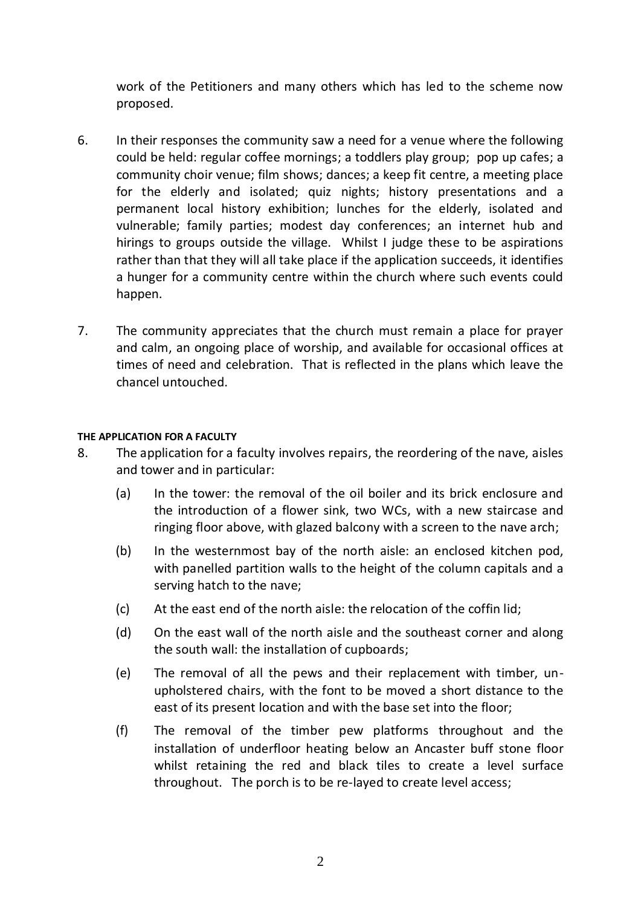work of the Petitioners and many others which has led to the scheme now proposed.

6. In their responses the community saw a need for a venue where the following could be held: regular coffee mornings; a toddlers play group; pop up cafes; a community choir venue; film shows; dances; a keep fit centre, a meeting place for the elderly and isolated; quiz nights; history presentations and a permanent local history exhibition; lunches for the elderly, isolated and vulnerable; family parties; modest day conferences; an internet hub and hirings to groups outside the village. Whilst I judge these to be aspirations rather than that they will all take place if the application succeeds, it identifies a hunger for a community centre within the church where such events could happen.

7. The community appreciates that the church must remain a place for prayer and calm, an ongoing place of worship, and available for occasional offices at times of need and celebration. That is reflected in the plans which leave the chancel untouched.

#### THE APPLICATION FOR A FACULTY

8. The application for a faculty involves repairs, the reordering of the nave, aisles and tower and in particular:

    (a) In the tower: the removal of the oil boiler and its brick enclosure and the introduction of a flower sink, two WCs, with a new staircase and ringing floor above, with glazed balcony with a screen to the nave arch;

    (b) In the westernmost bay of the north aisle: an enclosed kitchen pod, with panelled partition walls to the height of the column capitals and a serving hatch to the nave;

    (c) At the east end of the north aisle: the relocation of the coffin lid;

    (d) On the east wall of the north aisle and the southeast corner and along the south wall: the installation of cupboards;

    (e) The removal of all the pews and their replacement with timber, un-upholstered chairs, with the font to be moved a short distance to the east of its present location and with the base set into the floor;

    (f) The removal of the timber pew platforms throughout and the installation of underfloor heating below an Ancaster buff stone floor whilst retaining the red and black tiles to create a level surface throughout. The porch is to be re-layed to create level access;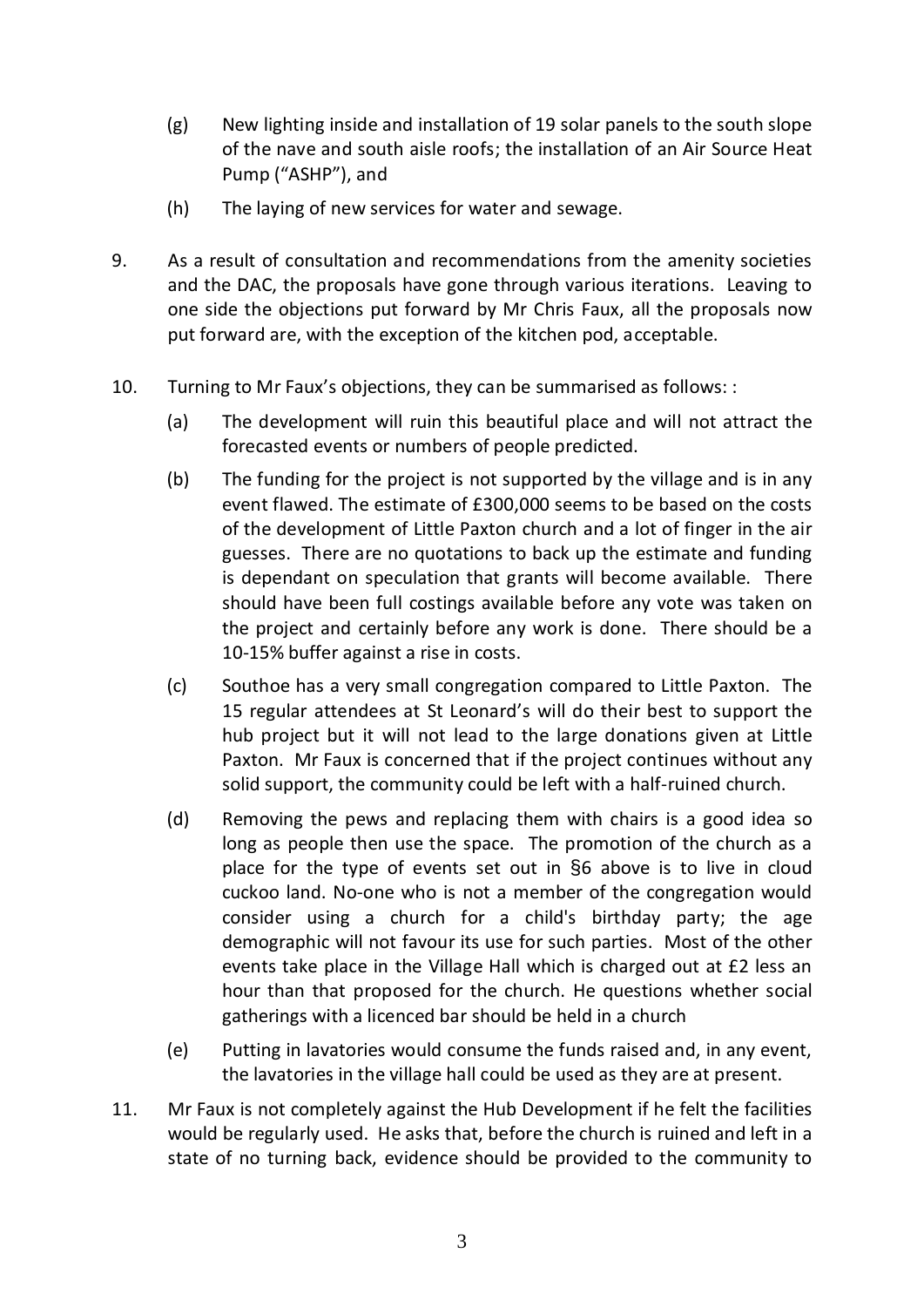(g) New lighting inside and installation of 19 solar panels to the south slope of the nave and south aisle roofs; the installation of an Air Source Heat Pump ("ASHP"), and

(h) The laying of new services for water and sewage.

9. As a result of consultation and recommendations from the amenity societies and the DAC, the proposals have gone through various iterations. Leaving to one side the objections put forward by Mr Chris Faux, all the proposals now put forward are, with the exception of the kitchen pod, acceptable.

10. Turning to Mr Faux's objections, they can be summarised as follows: :

(a) The development will ruin this beautiful place and will not attract the forecasted events or numbers of people predicted.

(b) The funding for the project is not supported by the village and is in any event flawed. The estimate of £300,000 seems to be based on the costs of the development of Little Paxton church and a lot of finger in the air guesses. There are no quotations to back up the estimate and funding is dependant on speculation that grants will become available. There should have been full costings available before any vote was taken on the project and certainly before any work is done. There should be a 10-15% buffer against a rise in costs.

(c) Southoe has a very small congregation compared to Little Paxton. The 15 regular attendees at St Leonard's will do their best to support the hub project but it will not lead to the large donations given at Little Paxton. Mr Faux is concerned that if the project continues without any solid support, the community could be left with a half-ruined church.

(d) Removing the pews and replacing them with chairs is a good idea so long as people then use the space. The promotion of the church as a place for the type of events set out in §6 above is to live in cloud cuckoo land. No-one who is not a member of the congregation would consider using a church for a child's birthday party; the age demographic will not favour its use for such parties. Most of the other events take place in the Village Hall which is charged out at £2 less an hour than that proposed for the church. He questions whether social gatherings with a licenced bar should be held in a church

(e) Putting in lavatories would consume the funds raised and, in any event, the lavatories in the village hall could be used as they are at present.

11. Mr Faux is not completely against the Hub Development if he felt the facilities would be regularly used. He asks that, before the church is ruined and left in a state of no turning back, evidence should be provided to the community to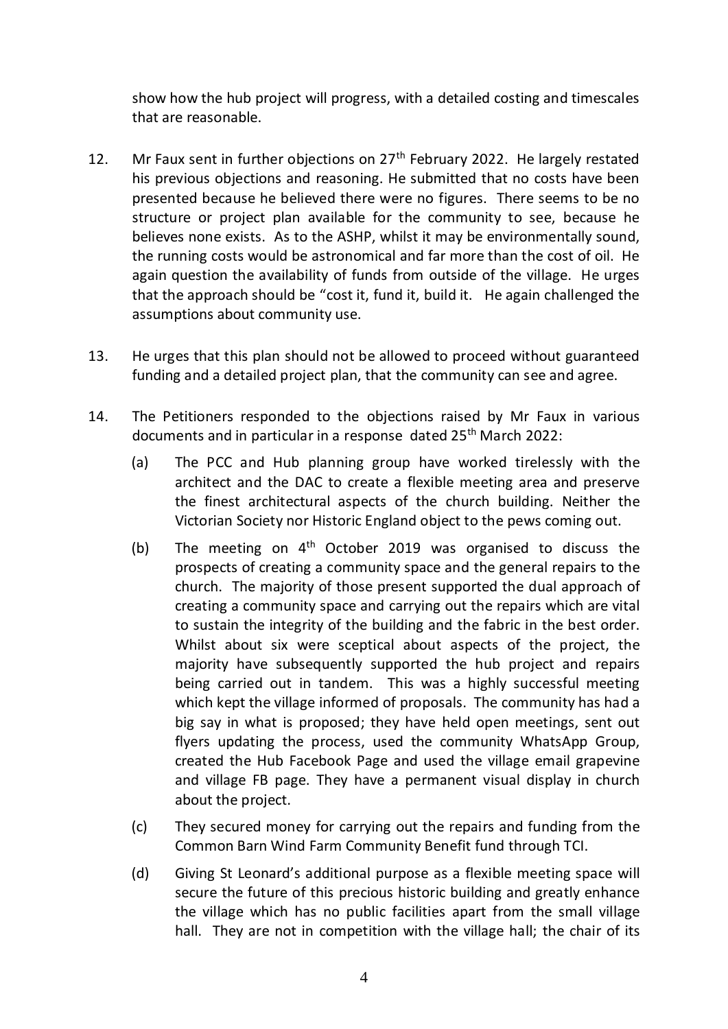show how the hub project will progress, with a detailed costing and timescales that are reasonable.

12. Mr Faux sent in further objections on 27th February 2022. He largely restated his previous objections and reasoning. He submitted that no costs have been presented because he believed there were no figures. There seems to be no structure or project plan available for the community to see, because he believes none exists. As to the ASHP, whilst it may be environmentally sound, the running costs would be astronomical and far more than the cost of oil. He again question the availability of funds from outside of the village. He urges that the approach should be "cost it, fund it, build it. He again challenged the assumptions about community use.

13. He urges that this plan should not be allowed to proceed without guaranteed funding and a detailed project plan, that the community can see and agree.

14. The Petitioners responded to the objections raised by Mr Faux in various documents and in particular in a response dated 25th March 2022:

    (a) The PCC and Hub planning group have worked tirelessly with the architect and the DAC to create a flexible meeting area and preserve the finest architectural aspects of the church building. Neither the Victorian Society nor Historic England object to the pews coming out.

    (b) The meeting on 4th October 2019 was organised to discuss the prospects of creating a community space and the general repairs to the church. The majority of those present supported the dual approach of creating a community space and carrying out the repairs which are vital to sustain the integrity of the building and the fabric in the best order. Whilst about six were sceptical about aspects of the project, the majority have subsequently supported the hub project and repairs being carried out in tandem. This was a highly successful meeting which kept the village informed of proposals. The community has had a big say in what is proposed; they have held open meetings, sent out flyers updating the process, used the community WhatsApp Group, created the Hub Facebook Page and used the village email grapevine and village FB page. They have a permanent visual display in church about the project.

    (c) They secured money for carrying out the repairs and funding from the Common Barn Wind Farm Community Benefit fund through TCI.

    (d) Giving St Leonard's additional purpose as a flexible meeting space will secure the future of this precious historic building and greatly enhance the village which has no public facilities apart from the small village hall. They are not in competition with the village hall; the chair of its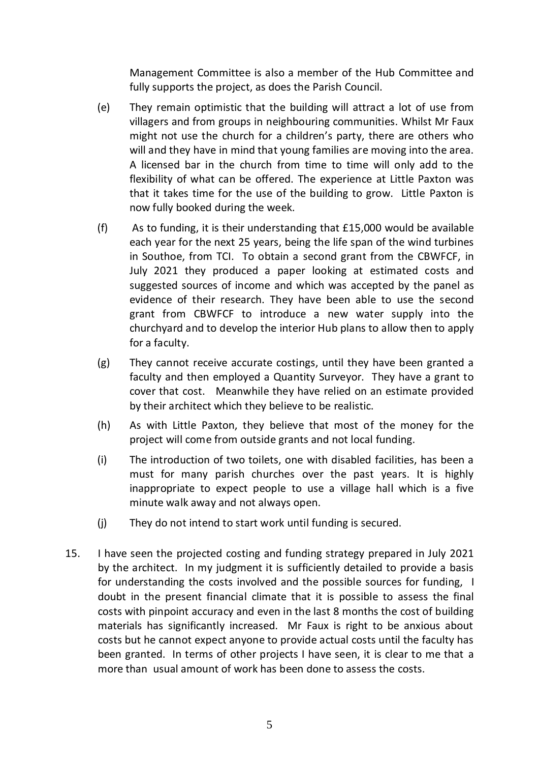Management Committee is also a member of the Hub Committee and fully supports the project, as does the Parish Council.

(e) They remain optimistic that the building will attract a lot of use from villagers and from groups in neighbouring communities. Whilst Mr Faux might not use the church for a children's party, there are others who will and they have in mind that young families are moving into the area. A licensed bar in the church from time to time will only add to the flexibility of what can be offered. The experience at Little Paxton was that it takes time for the use of the building to grow. Little Paxton is now fully booked during the week.

(f) As to funding, it is their understanding that £15,000 would be available each year for the next 25 years, being the life span of the wind turbines in Southoe, from TCI. To obtain a second grant from the CBWFCF, in July 2021 they produced a paper looking at estimated costs and suggested sources of income and which was accepted by the panel as evidence of their research. They have been able to use the second grant from CBWFCF to introduce a new water supply into the churchyard and to develop the interior Hub plans to allow then to apply for a faculty.

(g) They cannot receive accurate costings, until they have been granted a faculty and then employed a Quantity Surveyor. They have a grant to cover that cost. Meanwhile they have relied on an estimate provided by their architect which they believe to be realistic.

(h) As with Little Paxton, they believe that most of the money for the project will come from outside grants and not local funding.

(i) The introduction of two toilets, one with disabled facilities, has been a must for many parish churches over the past years. It is highly inappropriate to expect people to use a village hall which is a five minute walk away and not always open.

(j) They do not intend to start work until funding is secured.

15. I have seen the projected costing and funding strategy prepared in July 2021 by the architect. In my judgment it is sufficiently detailed to provide a basis for understanding the costs involved and the possible sources for funding, I doubt in the present financial climate that it is possible to assess the final costs with pinpoint accuracy and even in the last 8 months the cost of building materials has significantly increased. Mr Faux is right to be anxious about costs but he cannot expect anyone to provide actual costs until the faculty has been granted. In terms of other projects I have seen, it is clear to me that a more than usual amount of work has been done to assess the costs.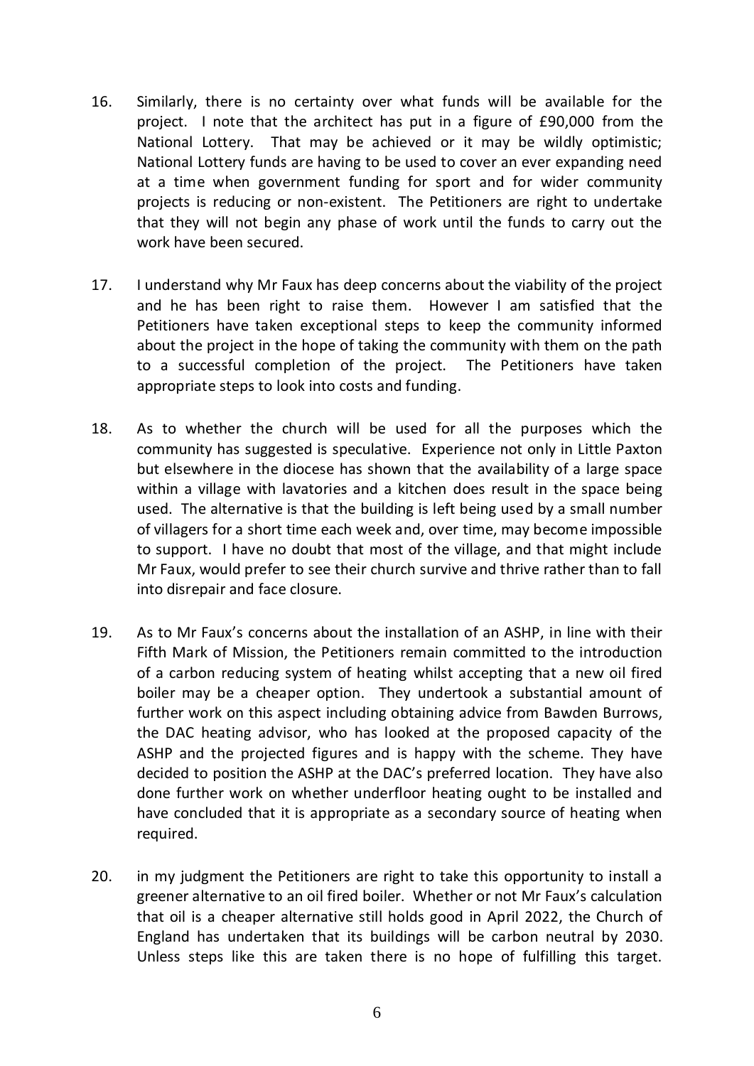16. Similarly, there is no certainty over what funds will be available for the project. I note that the architect has put in a figure of £90,000 from the National Lottery. That may be achieved or it may be wildly optimistic; National Lottery funds are having to be used to cover an ever expanding need at a time when government funding for sport and for wider community projects is reducing or non-existent. The Petitioners are right to undertake that they will not begin any phase of work until the funds to carry out the work have been secured.

17. I understand why Mr Faux has deep concerns about the viability of the project and he has been right to raise them. However I am satisfied that the Petitioners have taken exceptional steps to keep the community informed about the project in the hope of taking the community with them on the path to a successful completion of the project. The Petitioners have taken appropriate steps to look into costs and funding.

18. As to whether the church will be used for all the purposes which the community has suggested is speculative. Experience not only in Little Paxton but elsewhere in the diocese has shown that the availability of a large space within a village with lavatories and a kitchen does result in the space being used. The alternative is that the building is left being used by a small number of villagers for a short time each week and, over time, may become impossible to support. I have no doubt that most of the village, and that might include Mr Faux, would prefer to see their church survive and thrive rather than to fall into disrepair and face closure.

19. As to Mr Faux's concerns about the installation of an ASHP, in line with their Fifth Mark of Mission, the Petitioners remain committed to the introduction of a carbon reducing system of heating whilst accepting that a new oil fired boiler may be a cheaper option. They undertook a substantial amount of further work on this aspect including obtaining advice from Bawden Burrows, the DAC heating advisor, who has looked at the proposed capacity of the ASHP and the projected figures and is happy with the scheme. They have decided to position the ASHP at the DAC's preferred location. They have also done further work on whether underfloor heating ought to be installed and have concluded that it is appropriate as a secondary source of heating when required.

20. in my judgment the Petitioners are right to take this opportunity to install a greener alternative to an oil fired boiler. Whether or not Mr Faux's calculation that oil is a cheaper alternative still holds good in April 2022, the Church of England has undertaken that its buildings will be carbon neutral by 2030. Unless steps like this are taken there is no hope of fulfilling this target.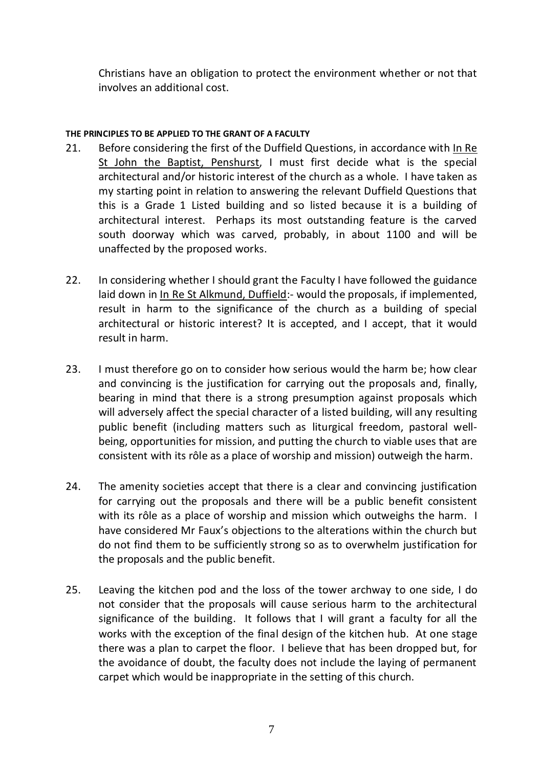Christians have an obligation to protect the environment whether or not that involves an additional cost.

**THE PRINCIPLES TO BE APPLIED TO THE GRANT OF A FACULTY**

21. Before considering the first of the Duffield Questions, in accordance with In Re St John the Baptist, Penshurst, I must first decide what is the special architectural and/or historic interest of the church as a whole. I have taken as my starting point in relation to answering the relevant Duffield Questions that this is a Grade 1 Listed building and so listed because it is a building of architectural interest. Perhaps its most outstanding feature is the carved south doorway which was carved, probably, in about 1100 and will be unaffected by the proposed works.

22. In considering whether I should grant the Faculty I have followed the guidance laid down in In Re St Alkmund, Duffield:- would the proposals, if implemented, result in harm to the significance of the church as a building of special architectural or historic interest? It is accepted, and I accept, that it would result in harm.

23. I must therefore go on to consider how serious would the harm be; how clear and convincing is the justification for carrying out the proposals and, finally, bearing in mind that there is a strong presumption against proposals which will adversely affect the special character of a listed building, will any resulting public benefit (including matters such as liturgical freedom, pastoral well-being, opportunities for mission, and putting the church to viable uses that are consistent with its rôle as a place of worship and mission) outweigh the harm.

24. The amenity societies accept that there is a clear and convincing justification for carrying out the proposals and there will be a public benefit consistent with its rôle as a place of worship and mission which outweighs the harm. I have considered Mr Faux's objections to the alterations within the church but do not find them to be sufficiently strong so as to overwhelm justification for the proposals and the public benefit.

25. Leaving the kitchen pod and the loss of the tower archway to one side, I do not consider that the proposals will cause serious harm to the architectural significance of the building. It follows that I will grant a faculty for all the works with the exception of the final design of the kitchen hub. At one stage there was a plan to carpet the floor. I believe that has been dropped but, for the avoidance of doubt, the faculty does not include the laying of permanent carpet which would be inappropriate in the setting of this church.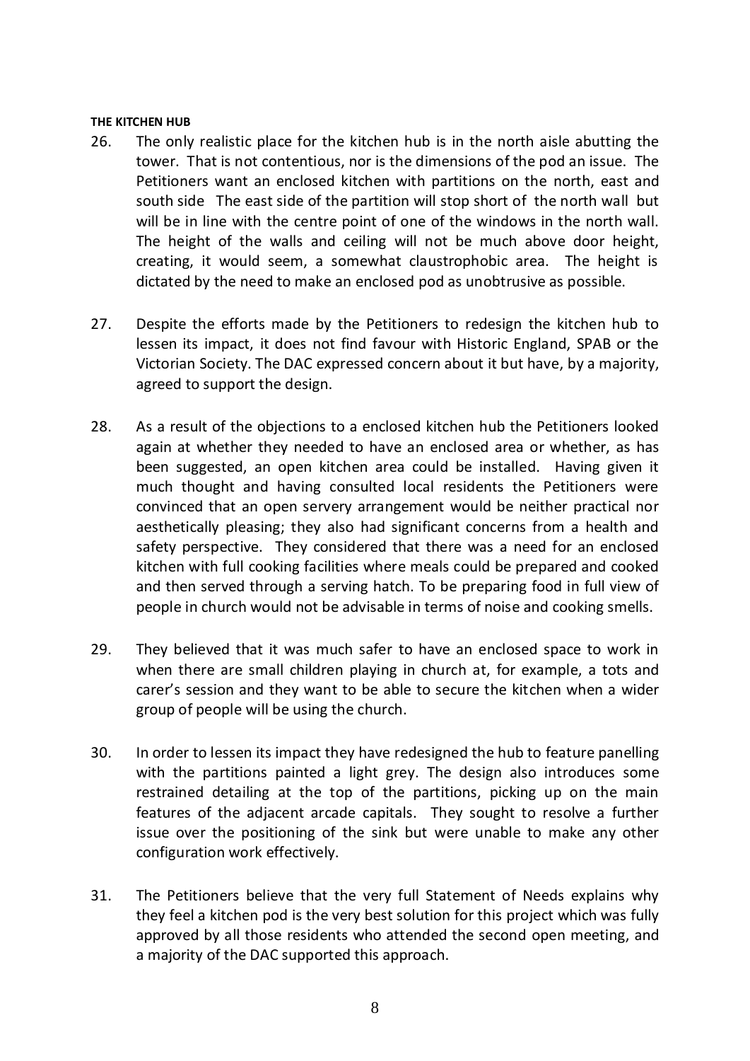**THE KITCHEN HUB**

26. The only realistic place for the kitchen hub is in the north aisle abutting the tower. That is not contentious, nor is the dimensions of the pod an issue. The Petitioners want an enclosed kitchen with partitions on the north, east and south side The east side of the partition will stop short of the north wall but will be in line with the centre point of one of the windows in the north wall. The height of the walls and ceiling will not be much above door height, creating, it would seem, a somewhat claustrophobic area. The height is dictated by the need to make an enclosed pod as unobtrusive as possible.

27. Despite the efforts made by the Petitioners to redesign the kitchen hub to lessen its impact, it does not find favour with Historic England, SPAB or the Victorian Society. The DAC expressed concern about it but have, by a majority, agreed to support the design.

28. As a result of the objections to a enclosed kitchen hub the Petitioners looked again at whether they needed to have an enclosed area or whether, as has been suggested, an open kitchen area could be installed. Having given it much thought and having consulted local residents the Petitioners were convinced that an open servery arrangement would be neither practical nor aesthetically pleasing; they also had significant concerns from a health and safety perspective. They considered that there was a need for an enclosed kitchen with full cooking facilities where meals could be prepared and cooked and then served through a serving hatch. To be preparing food in full view of people in church would not be advisable in terms of noise and cooking smells.

29. They believed that it was much safer to have an enclosed space to work in when there are small children playing in church at, for example, a tots and carer's session and they want to be able to secure the kitchen when a wider group of people will be using the church.

30. In order to lessen its impact they have redesigned the hub to feature panelling with the partitions painted a light grey. The design also introduces some restrained detailing at the top of the partitions, picking up on the main features of the adjacent arcade capitals. They sought to resolve a further issue over the positioning of the sink but were unable to make any other configuration work effectively.

31. The Petitioners believe that the very full Statement of Needs explains why they feel a kitchen pod is the very best solution for this project which was fully approved by all those residents who attended the second open meeting, and a majority of the DAC supported this approach.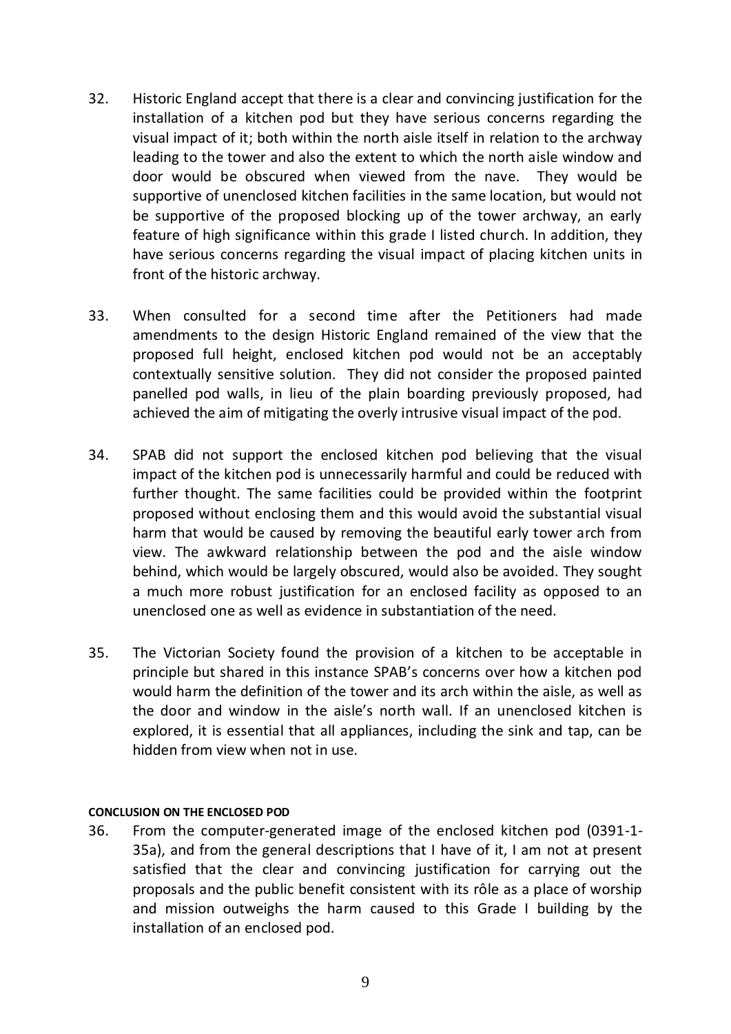32. Historic England accept that there is a clear and convincing justification for the installation of a kitchen pod but they have serious concerns regarding the visual impact of it; both within the north aisle itself in relation to the archway leading to the tower and also the extent to which the north aisle window and door would be obscured when viewed from the nave. They would be supportive of unenclosed kitchen facilities in the same location, but would not be supportive of the proposed blocking up of the tower archway, an early feature of high significance within this grade I listed church. In addition, they have serious concerns regarding the visual impact of placing kitchen units in front of the historic archway.

33. When consulted for a second time after the Petitioners had made amendments to the design Historic England remained of the view that the proposed full height, enclosed kitchen pod would not be an acceptably contextually sensitive solution. They did not consider the proposed painted panelled pod walls, in lieu of the plain boarding previously proposed, had achieved the aim of mitigating the overly intrusive visual impact of the pod.

34. SPAB did not support the enclosed kitchen pod believing that the visual impact of the kitchen pod is unnecessarily harmful and could be reduced with further thought. The same facilities could be provided within the footprint proposed without enclosing them and this would avoid the substantial visual harm that would be caused by removing the beautiful early tower arch from view. The awkward relationship between the pod and the aisle window behind, which would be largely obscured, would also be avoided. They sought a much more robust justification for an enclosed facility as opposed to an unenclosed one as well as evidence in substantiation of the need.

35. The Victorian Society found the provision of a kitchen to be acceptable in principle but shared in this instance SPAB's concerns over how a kitchen pod would harm the definition of the tower and its arch within the aisle, as well as the door and window in the aisle's north wall. If an unenclosed kitchen is explored, it is essential that all appliances, including the sink and tap, can be hidden from view when not in use.

#### CONCLUSION ON THE ENCLOSED POD

36. From the computer-generated image of the enclosed kitchen pod (0391-1-35a), and from the general descriptions that I have of it, I am not at present satisfied that the clear and convincing justification for carrying out the proposals and the public benefit consistent with its rôle as a place of worship and mission outweighs the harm caused to this Grade I building by the installation of an enclosed pod.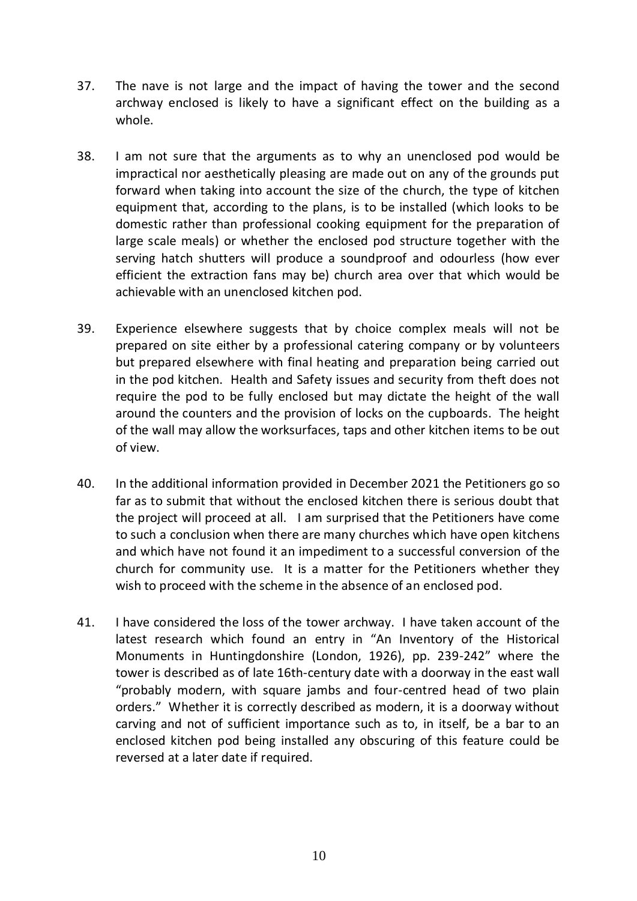37. The nave is not large and the impact of having the tower and the second archway enclosed is likely to have a significant effect on the building as a whole.

38. I am not sure that the arguments as to why an unenclosed pod would be impractical nor aesthetically pleasing are made out on any of the grounds put forward when taking into account the size of the church, the type of kitchen equipment that, according to the plans, is to be installed (which looks to be domestic rather than professional cooking equipment for the preparation of large scale meals) or whether the enclosed pod structure together with the serving hatch shutters will produce a soundproof and odourless (how ever efficient the extraction fans may be) church area over that which would be achievable with an unenclosed kitchen pod.

39. Experience elsewhere suggests that by choice complex meals will not be prepared on site either by a professional catering company or by volunteers but prepared elsewhere with final heating and preparation being carried out in the pod kitchen. Health and Safety issues and security from theft does not require the pod to be fully enclosed but may dictate the height of the wall around the counters and the provision of locks on the cupboards. The height of the wall may allow the worksurfaces, taps and other kitchen items to be out of view.

40. In the additional information provided in December 2021 the Petitioners go so far as to submit that without the enclosed kitchen there is serious doubt that the project will proceed at all. I am surprised that the Petitioners have come to such a conclusion when there are many churches which have open kitchens and which have not found it an impediment to a successful conversion of the church for community use. It is a matter for the Petitioners whether they wish to proceed with the scheme in the absence of an enclosed pod.

41. I have considered the loss of the tower archway. I have taken account of the latest research which found an entry in "An Inventory of the Historical Monuments in Huntingdonshire (London, 1926), pp. 239-242" where the tower is described as of late 16th-century date with a doorway in the east wall "probably modern, with square jambs and four-centred head of two plain orders." Whether it is correctly described as modern, it is a doorway without carving and not of sufficient importance such as to, in itself, be a bar to an enclosed kitchen pod being installed any obscuring of this feature could be reversed at a later date if required.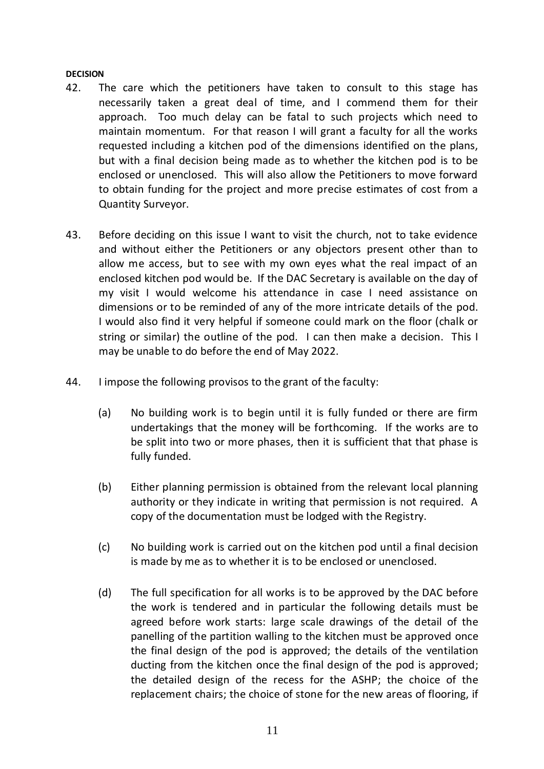**DECISION**

42. The care which the petitioners have taken to consult to this stage has necessarily taken a great deal of time, and I commend them for their approach. Too much delay can be fatal to such projects which need to maintain momentum. For that reason I will grant a faculty for all the works requested including a kitchen pod of the dimensions identified on the plans, but with a final decision being made as to whether the kitchen pod is to be enclosed or unenclosed. This will also allow the Petitioners to move forward to obtain funding for the project and more precise estimates of cost from a Quantity Surveyor.

43. Before deciding on this issue I want to visit the church, not to take evidence and without either the Petitioners or any objectors present other than to allow me access, but to see with my own eyes what the real impact of an enclosed kitchen pod would be. If the DAC Secretary is available on the day of my visit I would welcome his attendance in case I need assistance on dimensions or to be reminded of any of the more intricate details of the pod. I would also find it very helpful if someone could mark on the floor (chalk or string or similar) the outline of the pod. I can then make a decision. This I may be unable to do before the end of May 2022.

44. I impose the following provisos to the grant of the faculty:

    (a) No building work is to begin until it is fully funded or there are firm undertakings that the money will be forthcoming. If the works are to be split into two or more phases, then it is sufficient that that phase is fully funded.

    (b) Either planning permission is obtained from the relevant local planning authority or they indicate in writing that permission is not required. A copy of the documentation must be lodged with the Registry.

    (c) No building work is carried out on the kitchen pod until a final decision is made by me as to whether it is to be enclosed or unenclosed.

    (d) The full specification for all works is to be approved by the DAC before the work is tendered and in particular the following details must be agreed before work starts: large scale drawings of the detail of the panelling of the partition walling to the kitchen must be approved once the final design of the pod is approved; the details of the ventilation ducting from the kitchen once the final design of the pod is approved; the detailed design of the recess for the ASHP; the choice of the replacement chairs; the choice of stone for the new areas of flooring, if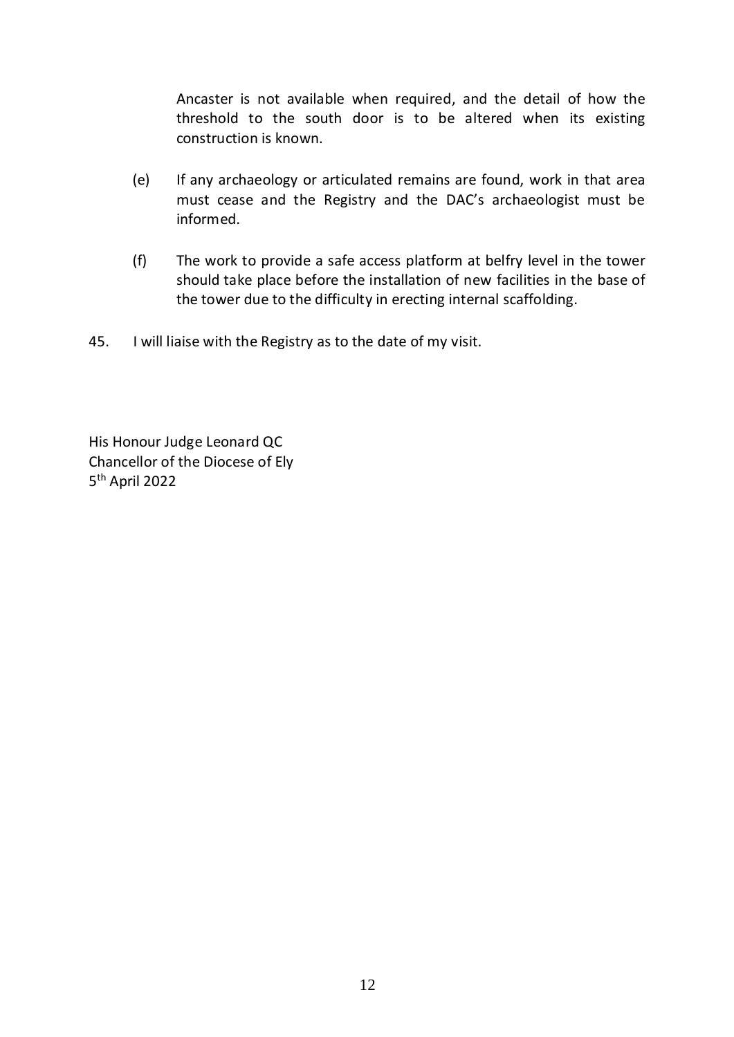Ancaster is not available when required, and the detail of how the threshold to the south door is to be altered when its existing construction is known.

(e) If any archaeology or articulated remains are found, work in that area must cease and the Registry and the DAC's archaeologist must be informed.

(f) The work to provide a safe access platform at belfry level in the tower should take place before the installation of new facilities in the base of the tower due to the difficulty in erecting internal scaffolding.

45. I will liaise with the Registry as to the date of my visit.

His Honour Judge Leonard QC
Chancellor of the Diocese of Ely
5th April 2022